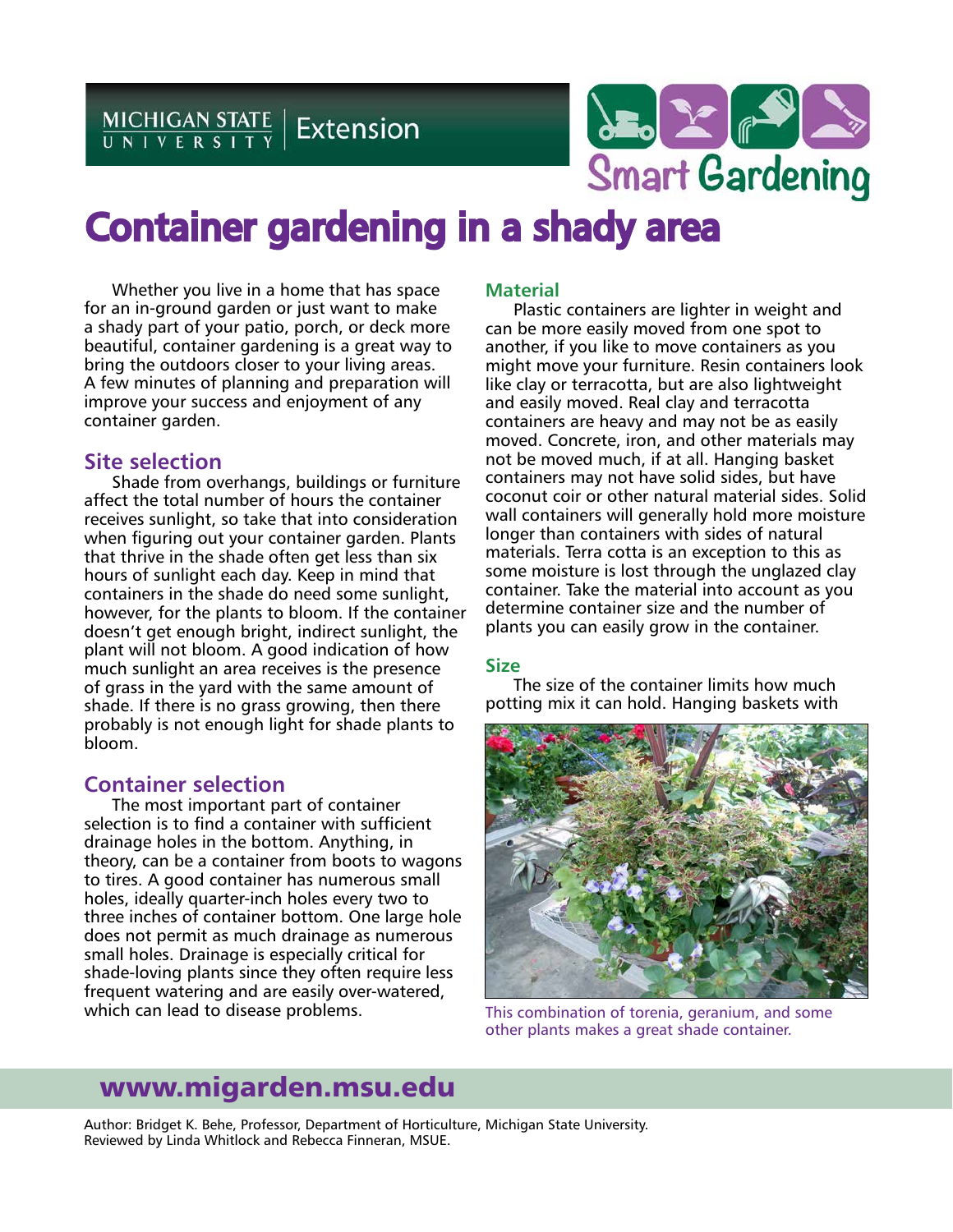# Container gardening in a shady area

Whether you live in a home that has space for an in-ground garden or just want to make a shady part of your patio, porch, or deck more beautiful, container gardening is a great way to bring the outdoors closer to your living areas. A few minutes of planning and preparation will improve your success and enjoyment of any container garden.

## Site selection

Shade from overhangs, buildings or furniture affect the total number of hours the container receives sunlight, so take that into consideration when figuring out your container garden. Plants that thrive in the shade often get less than six hours of sunlight each day. Keep in mind that containers in the shade do need some sunlight, however, for the plants to bloom. If the container doesn't get enough bright, indirect sunlight, the plant will not bloom. A good indication of how much sunlight an area receives is the presence of grass in the yard with the same amount of shade. If there is no grass growing, then there probably is not enough light for shade plants to bloom.

## Container selection

The most important part of container selection is to find a container with sufficient drainage holes in the bottom. Anything, in theory, can be a container from boots to wagons to tires. A good container has numerous small holes, ideally quarter-inch holes every two to three inches of container bottom. One large hole does not permit as much drainage as numerous small holes. Drainage is especially critical for shade-loving plants since they often require less frequent watering and are easily over-watered, which can lead to disease problems.

### Material

Plastic containers are lighter in weight and can be more easily moved from one spot to another, if you like to move containers as you might move your furniture. Resin containers look like clay or terracotta, but are also lightweight and easily moved. Real clay and terracotta containers are heavy and may not be as easily moved. Concrete, iron, and other materials may not be moved much, if at all. Hanging basket containers may not have solid sides, but have coconut coir or other natural material sides. Solid wall containers will generally hold more moisture longer than containers with sides of natural materials. Terra cotta is an exception to this as some moisture is lost through the unglazed clay container. Take the material into account as you determine container size and the number of plants you can easily grow in the container.

### Size

The size of the container limits how much potting mix it can hold. Hanging baskets with

This combination of torenia, geranium, and some other plants makes a great shade container.

**www.migarden.msu.edu**

Author: Bridget K. Behe, Professor, Department of Horticulture, Michigan State University.
Reviewed by Linda Whitlock and Rebecca Finneran, MSUE.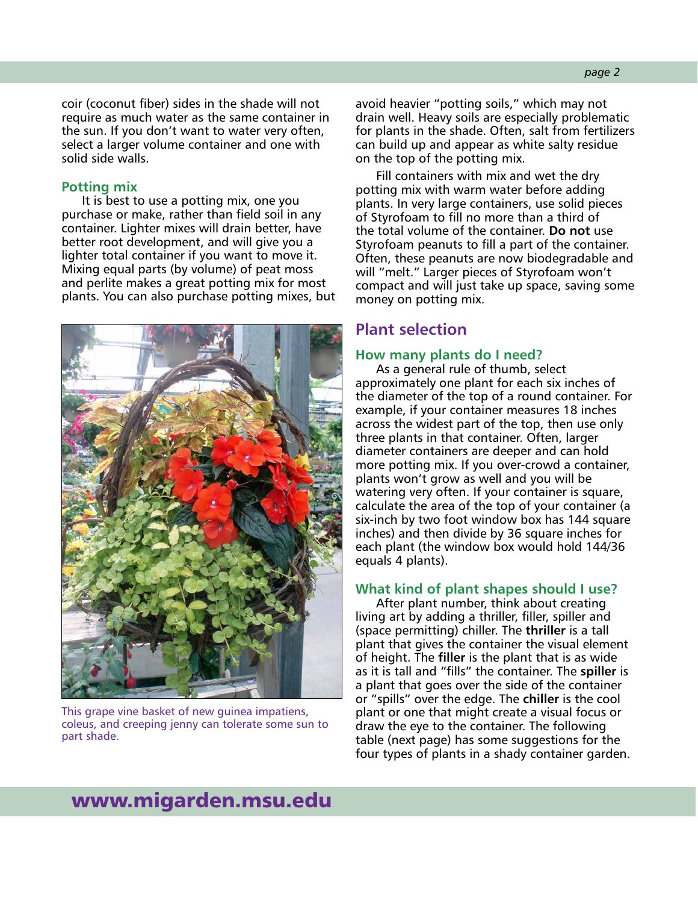coir (coconut fiber) sides in the shade will not require as much water as the same container in the sun. If you don't want to water very often, select a larger volume container and one with solid side walls.

### Potting mix

It is best to use a potting mix, one you purchase or make, rather than field soil in any container. Lighter mixes will drain better, have better root development, and will give you a lighter total container if you want to move it. Mixing equal parts (by volume) of peat moss and perlite makes a great potting mix for most plants. You can also purchase potting mixes, but avoid heavier "potting soils," which may not drain well. Heavy soils are especially problematic for plants in the shade. Often, salt from fertilizers can build up and appear as white salty residue on the top of the potting mix.

Fill containers with mix and wet the dry potting mix with warm water before adding plants. In very large containers, use solid pieces of Styrofoam to fill no more than a third of the total volume of the container. **Do not** use Styrofoam peanuts to fill a part of the container. Often, these peanuts are now biodegradable and will "melt." Larger pieces of Styrofoam won't compact and will just take up space, saving some money on potting mix.

This grape vine basket of new guinea impatiens, coleus, and creeping jenny can tolerate some sun to part shade.

## Plant selection

### How many plants do I need?

As a general rule of thumb, select approximately one plant for each six inches of the diameter of the top of a round container. For example, if your container measures 18 inches across the widest part of the top, then use only three plants in that container. Often, larger diameter containers are deeper and can hold more potting mix. If you over-crowd a container, plants won't grow as well and you will be watering very often. If your container is square, calculate the area of the top of your container (a six-inch by two foot window box has 144 square inches) and then divide by 36 square inches for each plant (the window box would hold 144/36 equals 4 plants).

### What kind of plant shapes should I use?

After plant number, think about creating living art by adding a thriller, filler, spiller and (space permitting) chiller. The **thriller** is a tall plant that gives the container the visual element of height. The **filler** is the plant that is as wide as it is tall and "fills" the container. The **spiller** is a plant that goes over the side of the container or "spills" over the edge. The **chiller** is the cool plant or one that might create a visual focus or draw the eye to the container. The following table (next page) has some suggestions for the four types of plants in a shady container garden.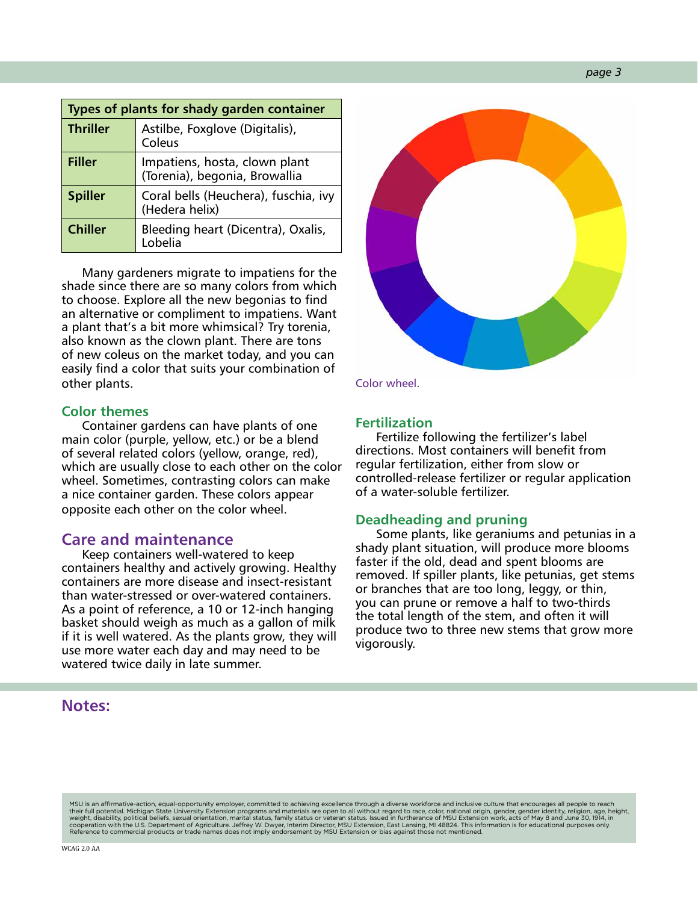| Types of plants for shady garden container | |
|---|---|
| **Thriller** | Astilbe, Foxglove (Digitalis), Coleus |
| **Filler** | Impatiens, hosta, clown plant (Torenia), begonia, Browallia |
| **Spiller** | Coral bells (Heuchera), fuschia, ivy (Hedera helix) |
| **Chiller** | Bleeding heart (Dicentra), Oxalis, Lobelia |

Many gardeners migrate to impatiens for the shade since there are so many colors from which to choose. Explore all the new begonias to find an alternative or compliment to impatiens. Want a plant that's a bit more whimsical? Try torenia, also known as the clown plant. There are tons of new coleus on the market today, and you can easily find a color that suits your combination of other plants.

### Color themes

Container gardens can have plants of one main color (purple, yellow, etc.) or be a blend of several related colors (yellow, orange, red), which are usually close to each other on the color wheel. Sometimes, contrasting colors can make a nice container garden. These colors appear opposite each other on the color wheel.

Color wheel.

## Care and maintenance

Keep containers well-watered to keep containers healthy and actively growing. Healthy containers are more disease and insect-resistant than water-stressed or over-watered containers. As a point of reference, a 10 or 12-inch hanging basket should weigh as much as a gallon of milk if it is well watered. As the plants grow, they will use more water each day and may need to be watered twice daily in late summer.

### Fertilization

Fertilize following the fertilizer's label directions. Most containers will benefit from regular fertilization, either from slow or controlled-release fertilizer or regular application of a water-soluble fertilizer.

### Deadheading and pruning

Some plants, like geraniums and petunias in a shady plant situation, will produce more blooms faster if the old, dead and spent blooms are removed. If spiller plants, like petunias, get stems or branches that are too long, leggy, or thin, you can prune or remove a half to two-thirds the total length of the stem, and often it will produce two to three new stems that grow more vigorously.

## Notes:

MSU is an affirmative-action, equal-opportunity employer, committed to achieving excellence through a diverse workforce and inclusive culture that encourages all people to reach their full potential. Michigan State University Extension programs and materials are open to all without regard to race, color, national origin, gender, gender identity, religion, age, height, weight, disability, political beliefs, sexual orientation, marital status, family status or veteran status. Issued in furtherance of MSU Extension work, acts of May 8 and June 30, 1914, in cooperation with the U.S. Department of Agriculture. Jeffrey W. Dwyer, Interim Director, MSU Extension, East Lansing, MI 48824. This information is for educational purposes only. Reference to commercial products or trade names does not imply endorsement by MSU Extension or bias against those not mentioned.

WCAG 2.0 AA